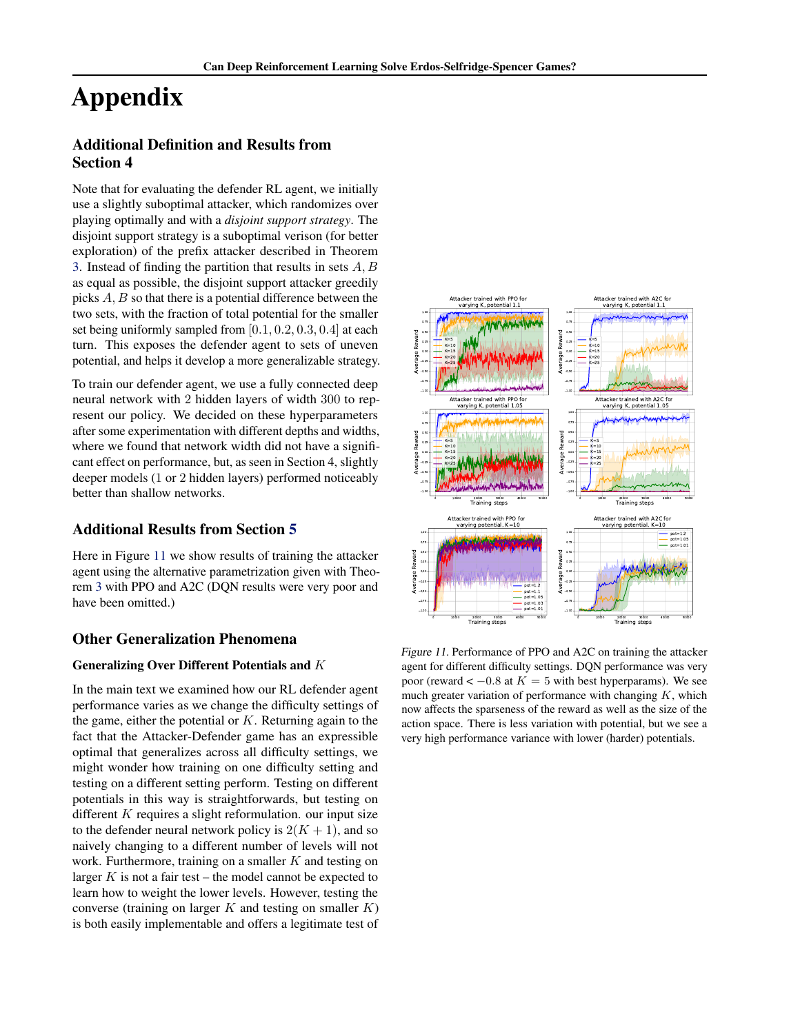# Appendix

## Additional Definition and Results from Section 4

Note that for evaluating the defender RL agent, we initially use a slightly suboptimal attacker, which randomizes over playing optimally and with a *disjoint support strategy*. The disjoint support strategy is a suboptimal verison (for better exploration) of the prefix attacker described in Theorem 3. Instead of finding the partition that results in sets $A, B$ as equal as possible, the disjoint support attacker greedily picks $A, B$ so that there is a potential difference between the two sets, with the fraction of total potential for the smaller set being uniformly sampled from $[0.1, 0.2, 0.3, 0.4]$ at each turn. This exposes the defender agent to sets of uneven potential, and helps it develop a more generalizable strategy.

To train our defender agent, we use a fully connected deep neural network with 2 hidden layers of width 300 to represent our policy. We decided on these hyperparameters after some experimentation with different depths and widths, where we found that network width did not have a significant effect on performance, but, as seen in Section 4, slightly deeper models (1 or 2 hidden layers) performed noticeably better than shallow networks.

## Additional Results from Section 5

Here in Figure 11 we show results of training the attacker agent using the alternative parametrization given with Theorem 3 with PPO and A2C (DQN results were very poor and have been omitted.)

Attacker trained with PPO for varying K, potential 1.1

Attacker trained with A2C for varying K, potential 1.1

Attacker trained with PPO for varying K, potential 1.05

Attacker trained with A2C for varying K, potential 1.05

Attacker trained with PPO for varying potential, K=10

Attacker trained with A2C for varying potential, K=10

K=5
K=10
K=15
K=20
K=25

pot=1.2
pot=1.1
pot=1.05
pot=1.03
pot=1.01

Average Reward

Training steps

Figure 11. Performance of PPO and A2C on training the attacker agent for different difficulty settings. DQN performance was very poor (reward < $-0.8$ at $K = 5$ with best hyperparams). We see much greater variation of performance with changing $K$, which now affects the sparseness of the reward as well as the size of the action space. There is less variation with potential, but we see a very high performance variance with lower (harder) potentials.

## Other Generalization Phenomena

### Generalizing Over Different Potentials and $K$

In the main text we examined how our RL defender agent performance varies as we change the difficulty settings of the game, either the potential or $K$. Returning again to the fact that the Attacker-Defender game has an expressible optimal that generalizes across all difficulty settings, we might wonder how training on one difficulty setting and testing on a different setting perform. Testing on different potentials in this way is straightforwards, but testing on different $K$ requires a slight reformulation. our input size to the defender neural network policy is $2(K + 1)$, and so naively changing to a different number of levels will not work. Furthermore, training on a smaller $K$ and testing on larger $K$ is not a fair test – the model cannot be expected to learn how to weight the lower levels. However, testing the converse (training on larger $K$ and testing on smaller $K$) is both easily implementable and offers a legitimate test of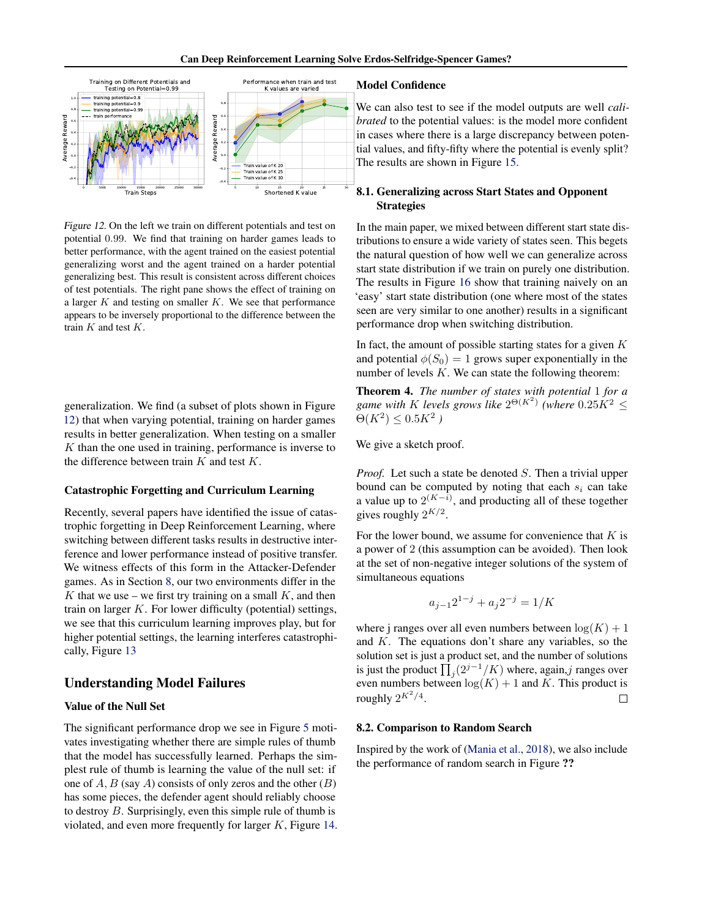Training on Different Potentials and Testing on Potential=0.99

training potential=0.8
training potential=0.9
training potential=0.99
train performance

Average Reward

Train Steps

0 5000 10000 15000 20000 25000 30000

1.0 0.8 0.6 0.4 0.2 0.0 −0.2 −0.4

Performance when train and test K values are varied

Average Reward

Train value of K 20
Train value of K 25
Train value of K 30

Shortened K value

5 10 15 20 25 30

0.8 0.6 0.4 0.2 0.0 −0.2 −0.4

*Figure 12.* On the left we train on different potentials and test on potential 0.99. We find that training on harder games leads to better performance, with the agent trained on the easiest potential generalizing worst and the agent trained on a harder potential generalizing best. This result is consistent across different choices of test potentials. The right pane shows the effect of training on a larger $K$ and testing on smaller $K$. We see that performance appears to be inversely proportional to the difference between the train $K$ and test $K$.

generalization. We find (a subset of plots shown in Figure 12) that when varying potential, training on harder games results in better generalization. When testing on a smaller $K$ than the one used in training, performance is inverse to the difference between train $K$ and test $K$.

### Catastrophic Forgetting and Curriculum Learning

Recently, several papers have identified the issue of catastrophic forgetting in Deep Reinforcement Learning, where switching between different tasks results in destructive interference and lower performance instead of positive transfer. We witness effects of this form in the Attacker-Defender games. As in Section 8, our two environments differ in the $K$ that we use – we first try training on a small $K$, and then train on larger $K$. For lower difficulty (potential) settings, we see that this curriculum learning improves play, but for higher potential settings, the learning interferes catastrophically, Figure 13

## Understanding Model Failures

### Value of the Null Set

The significant performance drop we see in Figure 5 motivates investigating whether there are simple rules of thumb that the model has successfully learned. Perhaps the simplest rule of thumb is learning the value of the null set: if one of $A, B$ (say $A$) consists of only zeros and the other ($B$) has some pieces, the defender agent should reliably choose to destroy $B$. Surprisingly, even this simple rule of thumb is violated, and even more frequently for larger $K$, Figure 14.

### Model Confidence

We can also test to see if the model outputs are well *calibrated* to the potential values: is the model more confident in cases where there is a large discrepancy between potential values, and fifty-fifty where the potential is evenly split? The results are shown in Figure 15.

## 8.1. Generalizing across Start States and Opponent Strategies

In the main paper, we mixed between different start state distributions to ensure a wide variety of states seen. This begets the natural question of how well we can generalize across start state distribution if we train on purely one distribution. The results in Figure 16 show that training naively on an 'easy' start state distribution (one where most of the states seen are very similar to one another) results in a significant performance drop when switching distribution.

In fact, the amount of possible starting states for a given $K$ and potential $\phi(S_0) = 1$ grows super exponentially in the number of levels $K$. We can state the following theorem:

**Theorem 4.** *The number of states with potential 1 for a game with K levels grows like $2^{\Theta(K^2)}$ (where $0.25K^2 \leq \Theta(K^2) \leq 0.5K^2$ )*

We give a sketch proof.

*Proof.* Let such a state be denoted $S$. Then a trivial upper bound can be computed by noting that each $s_i$ can take a value up to $2^{(K-i)}$, and producting all of these together gives roughly $2^{K/2}$.

For the lower bound, we assume for convenience that $K$ is a power of 2 (this assumption can be avoided). Then look at the set of non-negative integer solutions of the system of simultaneous equations

$$a_{j-1}2^{1-j} + a_j 2^{-j} = 1/K$$

where j ranges over all even numbers between $\log(K) + 1$ and $K$. The equations don't share any variables, so the solution set is just a product set, and the number of solutions is just the product $\prod_j (2^{j-1}/K)$ where, again, $j$ ranges over even numbers between $\log(K) + 1$ and $K$. This product is roughly $2^{K^2/4}$. □

## 8.2. Comparison to Random Search

Inspired by the work of (Mania et al., 2018), we also include the performance of random search in Figure **??**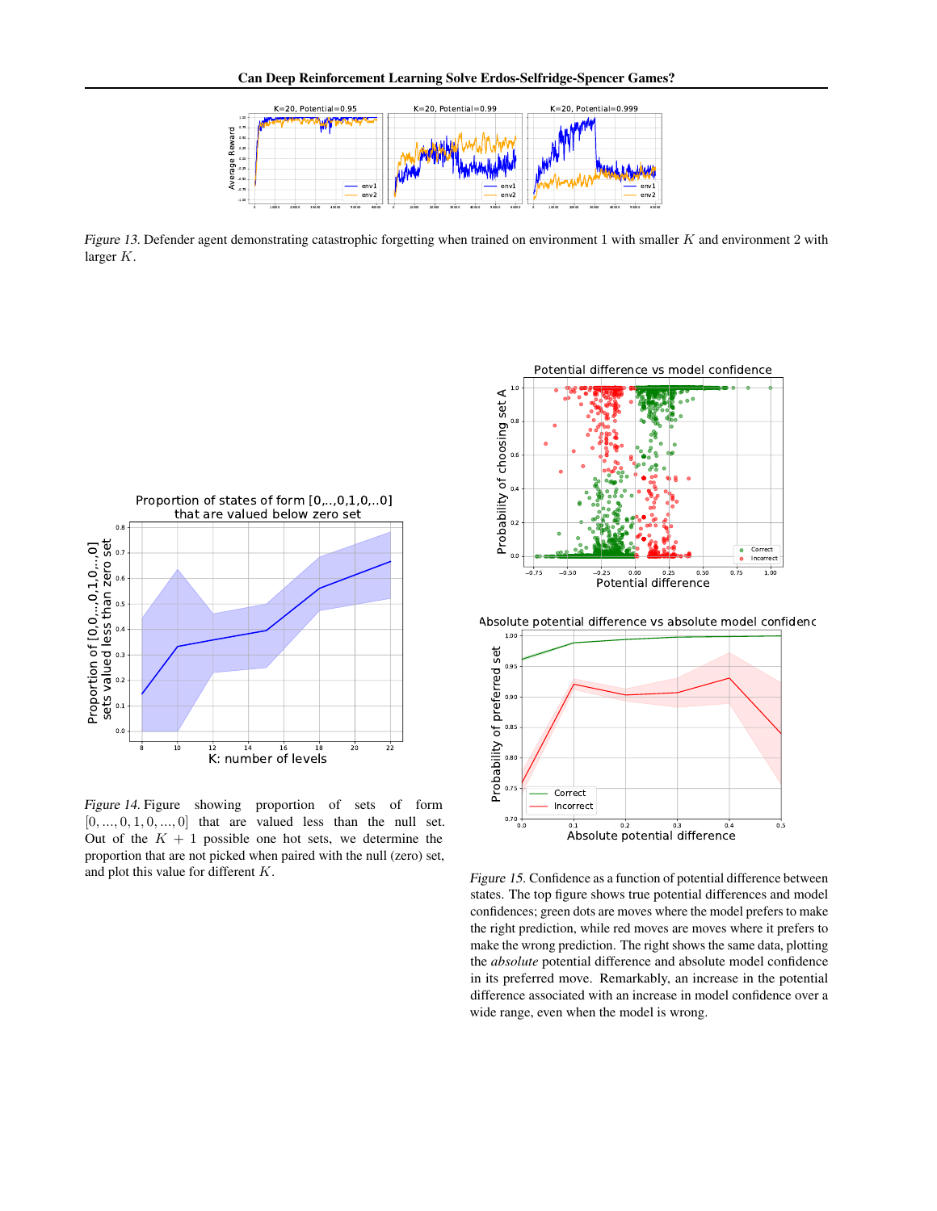K=20, Potential=0.95

K=20, Potential=0.99

K=20, Potential=0.999

Average Reward

env1

env2

*Figure 13.* Defender agent demonstrating catastrophic forgetting when trained on environment 1 with smaller $K$ and environment 2 with larger $K$.

Proportion of states of form [0,..,0,1,0,..0] that are valued below zero set

Proportion of [0,0,..,0,1,0,..,0] sets valued less than zero set

K: number of levels

*Figure 14.* Figure showing proportion of sets of form $[0, ..., 0, 1, 0, ..., 0]$ that are valued less than the null set. Out of the $K + 1$ possible one hot sets, we determine the proportion that are not picked when paired with the null (zero) set, and plot this value for different $K$.

Potential difference vs model confidence

Probability of choosing set A

Potential difference

Correct

Incorrect

Absolute potential difference vs absolute model confidenc

Probability of preferred set

Absolute potential difference

Correct

Incorrect

*Figure 15.* Confidence as a function of potential difference between states. The top figure shows true potential differences and model confidences; green dots are moves where the model prefers to make the right prediction, while red moves are moves where it prefers to make the wrong prediction. The right shows the same data, plotting the *absolute* potential difference and absolute model confidence in its preferred move. Remarkably, an increase in the potential difference associated with an increase in model confidence over a wide range, even when the model is wrong.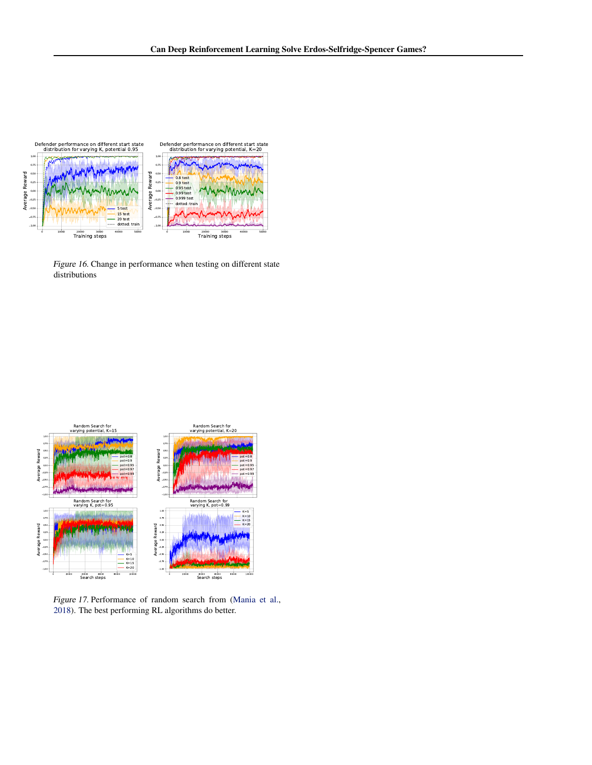Defender performance on different start state distribution for varying K, potential 0.95

Average Reward

Training steps

5 test
15 test
20 test
dotted: train

Defender performance on different start state distribution for varying potential, K=20

Average Reward

Training steps

0.8 test
0.9 test
0.95 test
0.99 test
0.999 test
dotted: train

*Figure 16.* Change in performance when testing on different state distributions

Random Search for varying potential, K=15

Average Reward

pot=0.8
pot=0.9
pot=0.95
pot=0.97
pot=0.99

Random Search for varying potential, K=20

Average Reward

pot=0.8
pot=0.9
pot=0.95
pot=0.97
pot=0.99

Random Search for varying K, pot=0.95

Average Reward

Search steps

K=5
K=10
K=15
K=20

Random Search for varying K, pot=0.99

Average Reward

Search steps

K=5
K=10
K=15
K=20

*Figure 17.* Performance of random search from (Mania et al., 2018). The best performing RL algorithms do better.